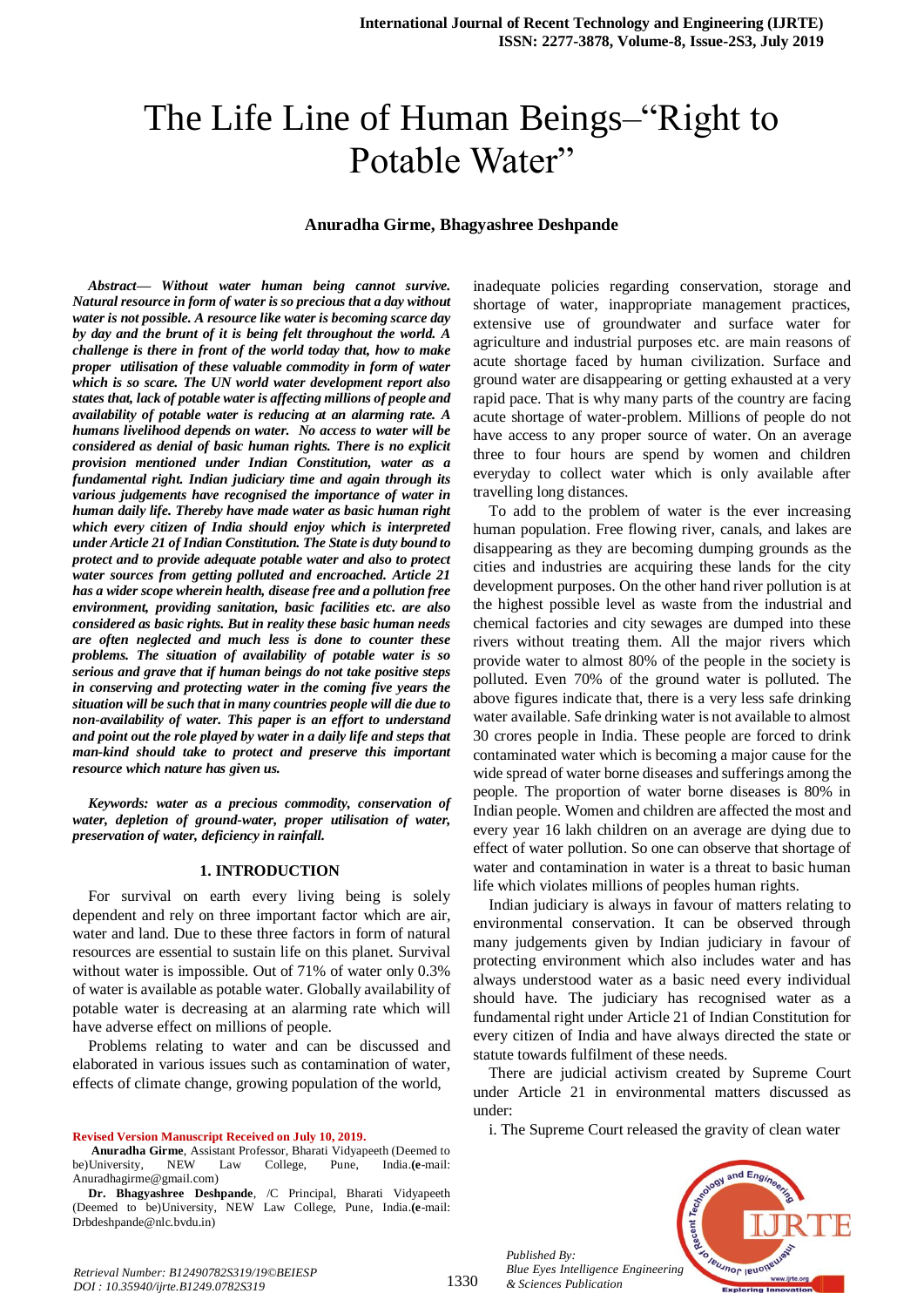# The Life Line of Human Beings–"Right to Potable Water"

**Anuradha Girme, Bhagyashree Deshpande**

***Abstract— Without water human being cannot survive. Natural resource in form of water is so precious that a day without water is not possible. A resource like water is becoming scarce day by day and the brunt of it is being felt throughout the world. A challenge is there in front of the world today that, how to make proper utilisation of these valuable commodity in form of water which is so scare. The UN world water development report also states that, lack of potable water is affecting millions of people and availability of potable water is reducing at an alarming rate. A humans livelihood depends on water. No access to water will be considered as denial of basic human rights. There is no explicit provision mentioned under Indian Constitution, water as a fundamental right. Indian judiciary time and again through its various judgements have recognised the importance of water in human daily life. Thereby have made water as basic human right which every citizen of India should enjoy which is interpreted under Article 21 of Indian Constitution. The State is duty bound to protect and to provide adequate potable water and also to protect water sources from getting polluted and encroached. Article 21 has a wider scope wherein health, disease free and a pollution free environment, providing sanitation, basic facilities etc. are also considered as basic rights. But in reality these basic human needs are often neglected and much less is done to counter these problems. The situation of availability of potable water is so serious and grave that if human beings do not take positive steps in conserving and protecting water in the coming five years the situation will be such that in many countries people will die due to non-availability of water. This paper is an effort to understand and point out the role played by water in a daily life and steps that man-kind should take to protect and preserve this important resource which nature has given us.***

***Keywords: water as a precious commodity, conservation of water, depletion of ground-water, proper utilisation of water, preservation of water, deficiency in rainfall.***

## 1. INTRODUCTION

For survival on earth every living being is solely dependent and rely on three important factor which are air, water and land. Due to these three factors in form of natural resources are essential to sustain life on this planet. Survival without water is impossible. Out of 71% of water only 0.3% of water is available as potable water. Globally availability of potable water is decreasing at an alarming rate which will have adverse effect on millions of people.

Problems relating to water and can be discussed and elaborated in various issues such as contamination of water, effects of climate change, growing population of the world, inadequate policies regarding conservation, storage and shortage of water, inappropriate management practices, extensive use of groundwater and surface water for agriculture and industrial purposes etc. are main reasons of acute shortage faced by human civilization. Surface and ground water are disappearing or getting exhausted at a very rapid pace. That is why many parts of the country are facing acute shortage of water-problem. Millions of people do not have access to any proper source of water. On an average three to four hours are spend by women and children everyday to collect water which is only available after travelling long distances.

To add to the problem of water is the ever increasing human population. Free flowing river, canals, and lakes are disappearing as they are becoming dumping grounds as the cities and industries are acquiring these lands for the city development purposes. On the other hand river pollution is at the highest possible level as waste from the industrial and chemical factories and city sewages are dumped into these rivers without treating them. All the major rivers which provide water to almost 80% of the people in the society is polluted. Even 70% of the ground water is polluted. The above figures indicate that, there is a very less safe drinking water available. Safe drinking water is not available to almost 30 crores people in India. These people are forced to drink contaminated water which is becoming a major cause for the wide spread of water borne diseases and sufferings among the people. The proportion of water borne diseases is 80% in Indian people. Women and children are affected the most and every year 16 lakh children on an average are dying due to effect of water pollution. So one can observe that shortage of water and contamination in water is a threat to basic human life which violates millions of peoples human rights.

Indian judiciary is always in favour of matters relating to environmental conservation. It can be observed through many judgements given by Indian judiciary in favour of protecting environment which also includes water and has always understood water as a basic need every individual should have. The judiciary has recognised water as a fundamental right under Article 21 of Indian Constitution for every citizen of India and have always directed the state or statute towards fulfilment of these needs.

There are judicial activism created by Supreme Court under Article 21 in environmental matters discussed as under:

i. The Supreme Court released the gravity of clean water

**Revised Version Manuscript Received on July 10, 2019.**

**Anuradha Girme**, Assistant Professor, Bharati Vidyapeeth (Deemed to be)University, NEW Law College, Pune, India.(**e**-mail: Anuradhagirme@gmail.com)

**Dr. Bhagyashree Deshpande**, /C Principal, Bharati Vidyapeeth (Deemed to be)University, NEW Law College, Pune, India.(**e**-mail: Drbdeshpande@nlc.bvdu.in)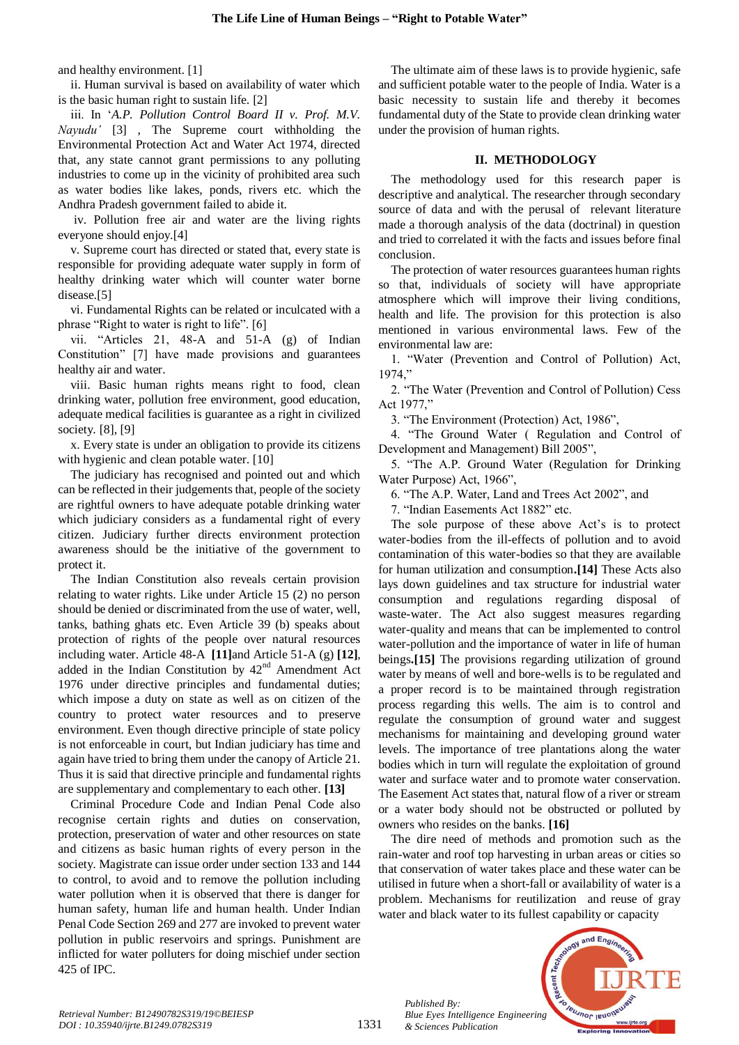and healthy environment. [1]

ii. Human survival is based on availability of water which is the basic human right to sustain life. [2]

iii. In '*A.P. Pollution Control Board II v. Prof. M.V. Nayudu'* [3] , The Supreme court withholding the Environmental Protection Act and Water Act 1974, directed that, any state cannot grant permissions to any polluting industries to come up in the vicinity of prohibited area such as water bodies like lakes, ponds, rivers etc. which the Andhra Pradesh government failed to abide it.

iv. Pollution free air and water are the living rights everyone should enjoy.[4]

v. Supreme court has directed or stated that, every state is responsible for providing adequate water supply in form of healthy drinking water which will counter water borne disease.[5]

vi. Fundamental Rights can be related or inculcated with a phrase "Right to water is right to life". [6]

vii. "Articles 21, 48-A and 51-A (g) of Indian Constitution" [7] have made provisions and guarantees healthy air and water.

viii. Basic human rights means right to food, clean drinking water, pollution free environment, good education, adequate medical facilities is guarantee as a right in civilized society. [8], [9]

x. Every state is under an obligation to provide its citizens with hygienic and clean potable water. [10]

The judiciary has recognised and pointed out and which can be reflected in their judgements that, people of the society are rightful owners to have adequate potable drinking water which judiciary considers as a fundamental right of every citizen. Judiciary further directs environment protection awareness should be the initiative of the government to protect it.

The Indian Constitution also reveals certain provision relating to water rights. Like under Article 15 (2) no person should be denied or discriminated from the use of water, well, tanks, bathing ghats etc. Even Article 39 (b) speaks about protection of rights of the people over natural resources including water. Article 48-A **[11]**and Article 51-A (g) **[12]**, added in the Indian Constitution by 42nd Amendment Act 1976 under directive principles and fundamental duties; which impose a duty on state as well as on citizen of the country to protect water resources and to preserve environment. Even though directive principle of state policy is not enforceable in court, but Indian judiciary has time and again have tried to bring them under the canopy of Article 21. Thus it is said that directive principle and fundamental rights are supplementary and complementary to each other. **[13]**

Criminal Procedure Code and Indian Penal Code also recognise certain rights and duties on conservation, protection, preservation of water and other resources on state and citizens as basic human rights of every person in the society. Magistrate can issue order under section 133 and 144 to control, to avoid and to remove the pollution including water pollution when it is observed that there is danger for human safety, human life and human health. Under Indian Penal Code Section 269 and 277 are invoked to prevent water pollution in public reservoirs and springs. Punishment are inflicted for water polluters for doing mischief under section 425 of IPC.

The ultimate aim of these laws is to provide hygienic, safe and sufficient potable water to the people of India. Water is a basic necessity to sustain life and thereby it becomes fundamental duty of the State to provide clean drinking water under the provision of human rights.

## II. METHODOLOGY

The methodology used for this research paper is descriptive and analytical. The researcher through secondary source of data and with the perusal of relevant literature made a thorough analysis of the data (doctrinal) in question and tried to correlated it with the facts and issues before final conclusion.

The protection of water resources guarantees human rights so that, individuals of society will have appropriate atmosphere which will improve their living conditions, health and life. The provision for this protection is also mentioned in various environmental laws. Few of the environmental law are:

1. "Water (Prevention and Control of Pollution) Act, 1974,"
2. "The Water (Prevention and Control of Pollution) Cess Act 1977,"
3. "The Environment (Protection) Act, 1986",
4. "The Ground Water ( Regulation and Control of Development and Management) Bill 2005",
5. "The A.P. Ground Water (Regulation for Drinking Water Purpose) Act, 1966",
6. "The A.P. Water, Land and Trees Act 2002", and
7. "Indian Easements Act 1882" etc.

The sole purpose of these above Act's is to protect water-bodies from the ill-effects of pollution and to avoid contamination of this water-bodies so that they are available for human utilization and consumption**.[14]** These Acts also lays down guidelines and tax structure for industrial water consumption and regulations regarding disposal of waste-water. The Act also suggest measures regarding water-quality and means that can be implemented to control water-pollution and the importance of water in life of human beings**.[15]** The provisions regarding utilization of ground water by means of well and bore-wells is to be regulated and a proper record is to be maintained through registration process regarding this wells. The aim is to control and regulate the consumption of ground water and suggest mechanisms for maintaining and developing ground water levels. The importance of tree plantations along the water bodies which in turn will regulate the exploitation of ground water and surface water and to promote water conservation. The Easement Act states that, natural flow of a river or stream or a water body should not be obstructed or polluted by owners who resides on the banks. **[16]**

The dire need of methods and promotion such as the rain-water and roof top harvesting in urban areas or cities so that conservation of water takes place and these water can be utilised in future when a short-fall or availability of water is a problem. Mechanisms for reutilization and reuse of gray water and black water to its fullest capability or capacity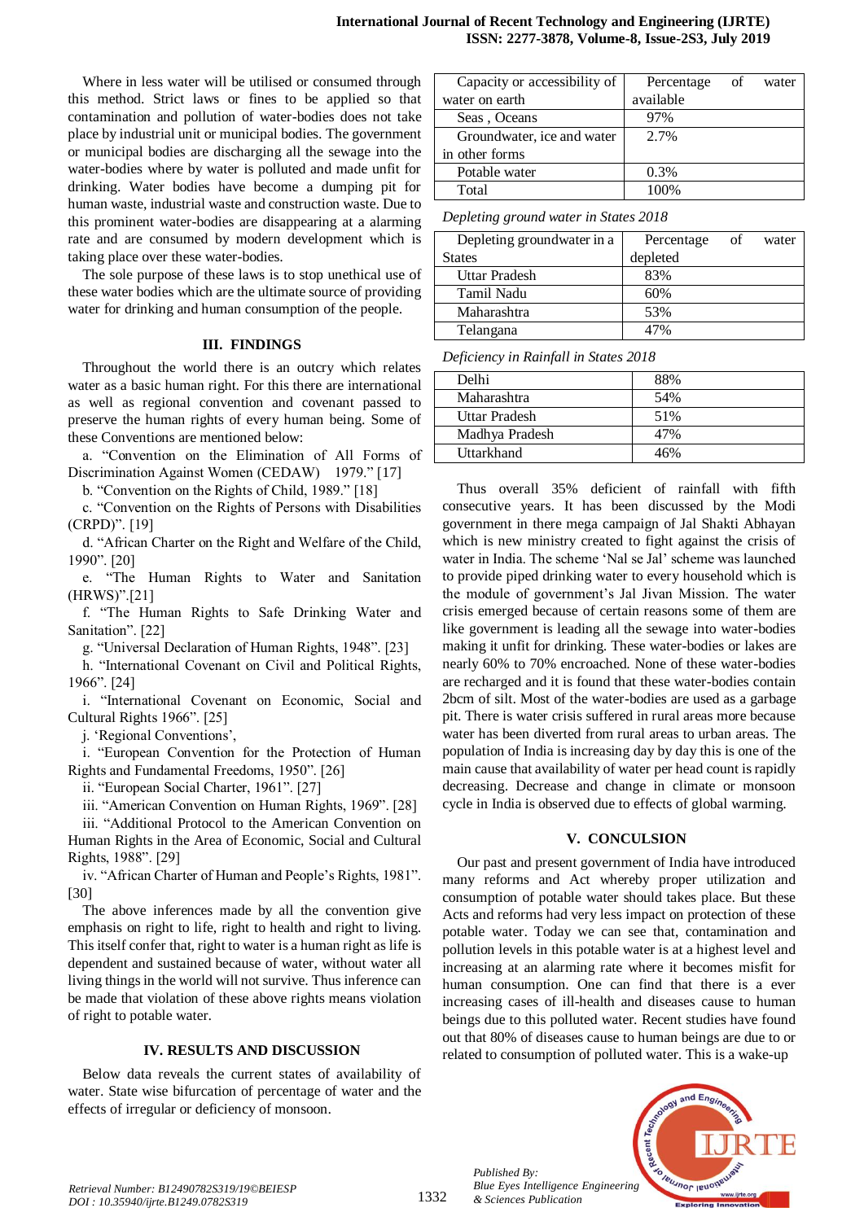Where in less water will be utilised or consumed through this method. Strict laws or fines to be applied so that contamination and pollution of water-bodies does not take place by industrial unit or municipal bodies. The government or municipal bodies are discharging all the sewage into the water-bodies where by water is polluted and made unfit for drinking. Water bodies have become a dumping pit for human waste, industrial waste and construction waste. Due to this prominent water-bodies are disappearing at a alarming rate and are consumed by modern development which is taking place over these water-bodies.

The sole purpose of these laws is to stop unethical use of these water bodies which are the ultimate source of providing water for drinking and human consumption of the people.

## III. FINDINGS

Throughout the world there is an outcry which relates water as a basic human right. For this there are international as well as regional convention and covenant passed to preserve the human rights of every human being. Some of these Conventions are mentioned below:

a. "Convention on the Elimination of All Forms of Discrimination Against Women (CEDAW) 1979." [17]

b. "Convention on the Rights of Child, 1989." [18]

c. "Convention on the Rights of Persons with Disabilities (CRPD)". [19]

d. "African Charter on the Right and Welfare of the Child, 1990". [20]

e. "The Human Rights to Water and Sanitation (HRWS)".[21]

f. "The Human Rights to Safe Drinking Water and Sanitation". [22]

g. "Universal Declaration of Human Rights, 1948". [23]

h. "International Covenant on Civil and Political Rights, 1966". [24]

i. "International Covenant on Economic, Social and Cultural Rights 1966". [25]

j. 'Regional Conventions',

i. "European Convention for the Protection of Human Rights and Fundamental Freedoms, 1950". [26]

ii. "European Social Charter, 1961". [27]

iii. "American Convention on Human Rights, 1969". [28]

iii. "Additional Protocol to the American Convention on Human Rights in the Area of Economic, Social and Cultural Rights, 1988". [29]

iv. "African Charter of Human and People's Rights, 1981". [30]

The above inferences made by all the convention give emphasis on right to life, right to health and right to living. This itself confer that, right to water is a human right as life is dependent and sustained because of water, without water all living things in the world will not survive. Thus inference can be made that violation of these above rights means violation of right to potable water.

## IV. RESULTS AND DISCUSSION

Below data reveals the current states of availability of water. State wise bifurcation of percentage of water and the effects of irregular or deficiency of monsoon.

| Capacity or accessibility of water on earth | Percentage of water available |
|---|---|
| Seas , Oceans | 97% |
| Groundwater, ice and water in other forms | 2.7% |
| Potable water | 0.3% |
| Total | 100% |

*Depleting ground water in States 2018*

| Depleting groundwater in a States | Percentage of water depleted |
|---|---|
| Uttar Pradesh | 83% |
| Tamil Nadu | 60% |
| Maharashtra | 53% |
| Telangana | 47% |

*Deficiency in Rainfall in States 2018*

| | |
|---|---|
| Delhi | 88% |
| Maharashtra | 54% |
| Uttar Pradesh | 51% |
| Madhya Pradesh | 47% |
| Uttarkhand | 46% |

Thus overall 35% deficient of rainfall with fifth consecutive years. It has been discussed by the Modi government in there mega campaign of Jal Shakti Abhayan which is new ministry created to fight against the crisis of water in India. The scheme 'Nal se Jal' scheme was launched to provide piped drinking water to every household which is the module of government's Jal Jivan Mission. The water crisis emerged because of certain reasons some of them are like government is leading all the sewage into water-bodies making it unfit for drinking. These water-bodies or lakes are nearly 60% to 70% encroached. None of these water-bodies are recharged and it is found that these water-bodies contain 2bcm of silt. Most of the water-bodies are used as a garbage pit. There is water crisis suffered in rural areas more because water has been diverted from rural areas to urban areas. The population of India is increasing day by day this is one of the main cause that availability of water per head count is rapidly decreasing. Decrease and change in climate or monsoon cycle in India is observed due to effects of global warming.

## V. CONCULSION

Our past and present government of India have introduced many reforms and Act whereby proper utilization and consumption of potable water should takes place. But these Acts and reforms had very less impact on protection of these potable water. Today we can see that, contamination and pollution levels in this potable water is at a highest level and increasing at an alarming rate where it becomes misfit for human consumption. One can find that there is a ever increasing cases of ill-health and diseases cause to human beings due to this polluted water. Recent studies have found out that 80% of diseases cause to human beings are due to or related to consumption of polluted water. This is a wake-up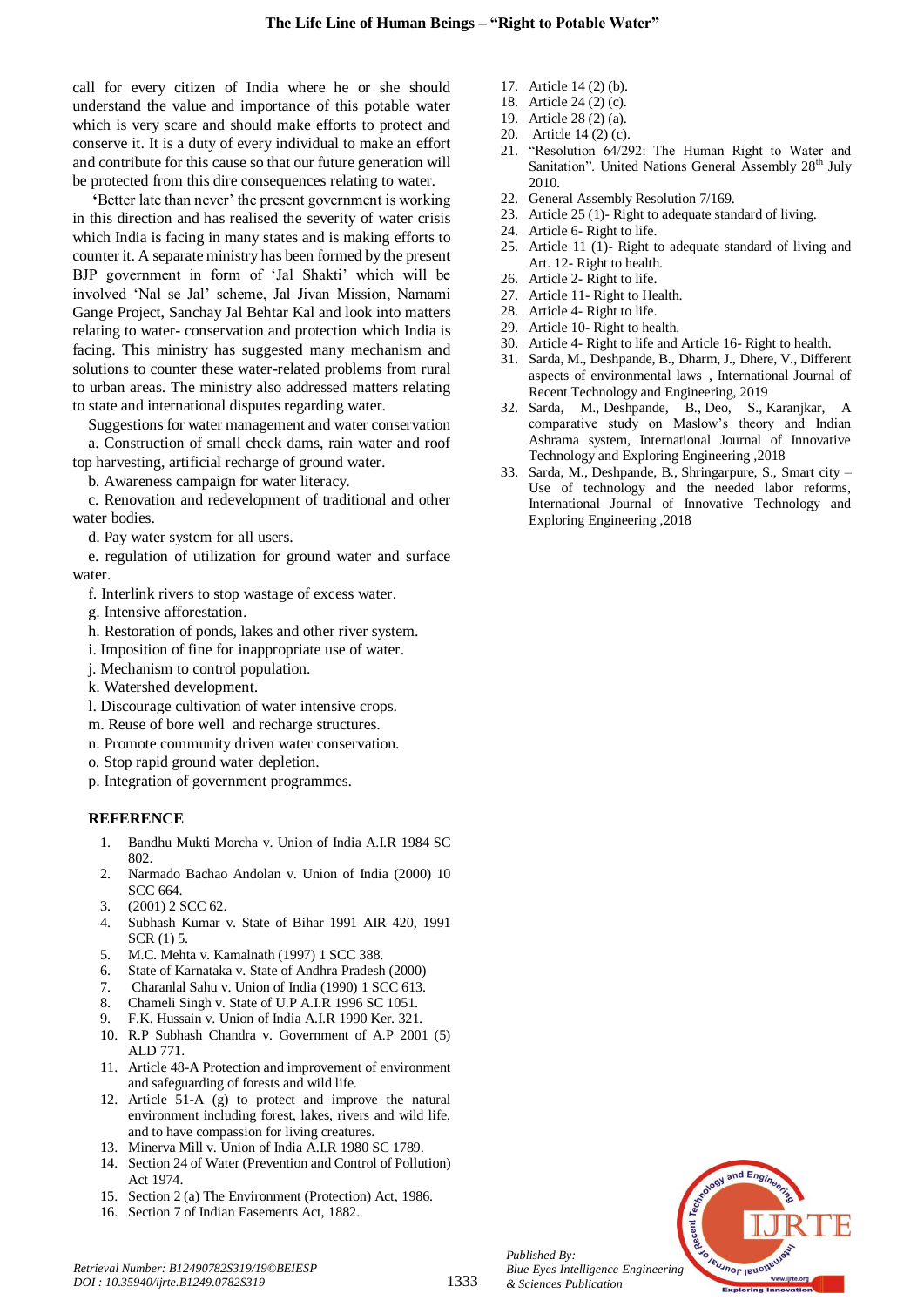call for every citizen of India where he or she should understand the value and importance of this potable water which is very scare and should make efforts to protect and conserve it. It is a duty of every individual to make an effort and contribute for this cause so that our future generation will be protected from this dire consequences relating to water.

'Better late than never' the present government is working in this direction and has realised the severity of water crisis which India is facing in many states and is making efforts to counter it. A separate ministry has been formed by the present BJP government in form of 'Jal Shakti' which will be involved 'Nal se Jal' scheme, Jal Jivan Mission, Namami Gange Project, Sanchay Jal Behtar Kal and look into matters relating to water- conservation and protection which India is facing. This ministry has suggested many mechanism and solutions to counter these water-related problems from rural to urban areas. The ministry also addressed matters relating to state and international disputes regarding water.

Suggestions for water management and water conservation

a. Construction of small check dams, rain water and roof top harvesting, artificial recharge of ground water.

b. Awareness campaign for water literacy.

c. Renovation and redevelopment of traditional and other water bodies.

d. Pay water system for all users.

e. regulation of utilization for ground water and surface water.

f. Interlink rivers to stop wastage of excess water.

g. Intensive afforestation.

h. Restoration of ponds, lakes and other river system.

i. Imposition of fine for inappropriate use of water.

j. Mechanism to control population.

k. Watershed development.

l. Discourage cultivation of water intensive crops.

m. Reuse of bore well and recharge structures.

n. Promote community driven water conservation.

o. Stop rapid ground water depletion.

p. Integration of government programmes.

## REFERENCE

1. Bandhu Mukti Morcha v. Union of India A.I.R 1984 SC 802.
2. Narmado Bachao Andolan v. Union of India (2000) 10 SCC 664.
3. (2001) 2 SCC 62.
4. Subhash Kumar v. State of Bihar 1991 AIR 420, 1991 SCR (1) 5.
5. M.C. Mehta v. Kamalnath (1997) 1 SCC 388.
6. State of Karnataka v. State of Andhra Pradesh (2000)
7. Charanlal Sahu v. Union of India (1990) 1 SCC 613.
8. Chameli Singh v. State of U.P A.I.R 1996 SC 1051.
9. F.K. Hussain v. Union of India A.I.R 1990 Ker. 321.
10. R.P Subhash Chandra v. Government of A.P 2001 (5) ALD 771.
11. Article 48-A Protection and improvement of environment and safeguarding of forests and wild life.
12. Article 51-A (g) to protect and improve the natural environment including forest, lakes, rivers and wild life, and to have compassion for living creatures.
13. Minerva Mill v. Union of India A.I.R 1980 SC 1789.
14. Section 24 of Water (Prevention and Control of Pollution) Act 1974.
15. Section 2 (a) The Environment (Protection) Act, 1986.
16. Section 7 of Indian Easements Act, 1882.
17. Article 14 (2) (b).
18. Article 24 (2) (c).
19. Article 28 (2) (a).
20. Article 14 (2) (c).
21. "Resolution 64/292: The Human Right to Water and Sanitation". United Nations General Assembly 28th July 2010.
22. General Assembly Resolution 7/169.
23. Article 25 (1)- Right to adequate standard of living.
24. Article 6- Right to life.
25. Article 11 (1)- Right to adequate standard of living and Art. 12- Right to health.
26. Article 2- Right to life.
27. Article 11- Right to Health.
28. Article 4- Right to life.
29. Article 10- Right to health.
30. Article 4- Right to life and Article 16- Right to health.
31. Sarda, M., Deshpande, B., Dharm, J., Dhere, V., Different aspects of environmental laws , International Journal of Recent Technology and Engineering, 2019
32. Sarda, M., Deshpande, B., Deo, S., Karanjkar, A comparative study on Maslow's theory and Indian Ashrama system, International Journal of Innovative Technology and Exploring Engineering ,2018
33. Sarda, M., Deshpande, B., Shringarpure, S., Smart city – Use of technology and the needed labor reforms, International Journal of Innovative Technology and Exploring Engineering ,2018